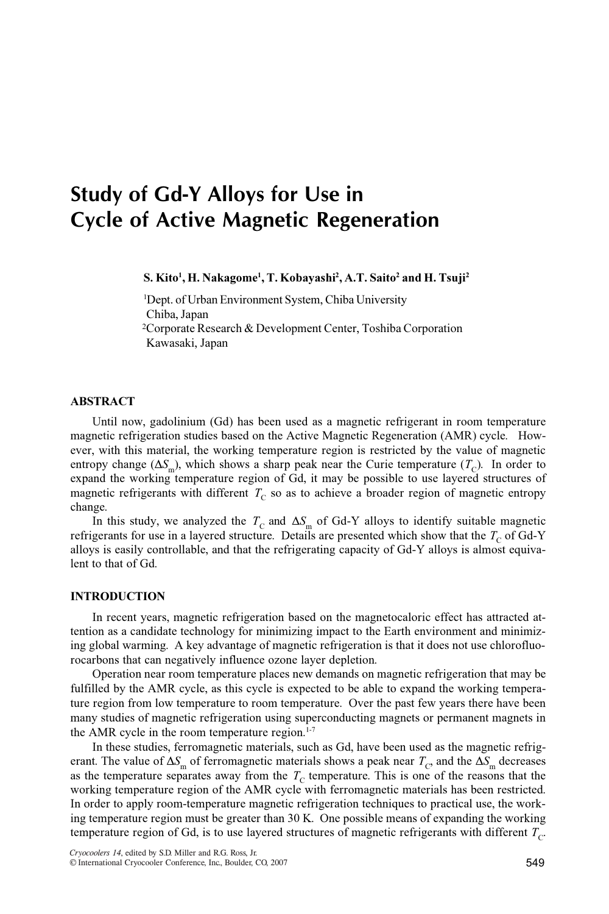# Study of Gd-Y Alloys for Use in Cycle of Active Magnetic Regeneration

**S. Kito[1], H. Nakagome[1], T. Kobayashi[2], A.T. Saito[2] and H. Tsuji[2]**

[1]Dept. of Urban Environment System, Chiba University
Chiba, Japan
[2]Corporate Research & Development Center, Toshiba Corporation
Kawasaki, Japan

## ABSTRACT

Until now, gadolinium (Gd) has been used as a magnetic refrigerant in room temperature magnetic refrigeration studies based on the Active Magnetic Regeneration (AMR) cycle. However, with this material, the working temperature region is restricted by the value of magnetic entropy change ($\Delta S_m$), which shows a sharp peak near the Curie temperature ($T_C$). In order to expand the working temperature region of Gd, it may be possible to use layered structures of magnetic refrigerants with different $T_C$ so as to achieve a broader region of magnetic entropy change.

In this study, we analyzed the $T_C$ and $\Delta S_m$ of Gd-Y alloys to identify suitable magnetic refrigerants for use in a layered structure. Details are presented which show that the $T_C$ of Gd-Y alloys is easily controllable, and that the refrigerating capacity of Gd-Y alloys is almost equivalent to that of Gd.

## INTRODUCTION

In recent years, magnetic refrigeration based on the magnetocaloric effect has attracted attention as a candidate technology for minimizing impact to the Earth environment and minimizing global warming. A key advantage of magnetic refrigeration is that it does not use chlorofluorocarbons that can negatively influence ozone layer depletion.

Operation near room temperature places new demands on magnetic refrigeration that may be fulfilled by the AMR cycle, as this cycle is expected to be able to expand the working temperature region from low temperature to room temperature. Over the past few years there have been many studies of magnetic refrigeration using superconducting magnets or permanent magnets in the AMR cycle in the room temperature region.[1-7]

In these studies, ferromagnetic materials, such as Gd, have been used as the magnetic refrigerant. The value of $\Delta S_m$ of ferromagnetic materials shows a peak near $T_C$, and the $\Delta S_m$ decreases as the temperature separates away from the $T_C$ temperature. This is one of the reasons that the working temperature region of the AMR cycle with ferromagnetic materials has been restricted. In order to apply room-temperature magnetic refrigeration techniques to practical use, the working temperature region must be greater than 30 K. One possible means of expanding the working temperature region of Gd, is to use layered structures of magnetic refrigerants with different $T_C$.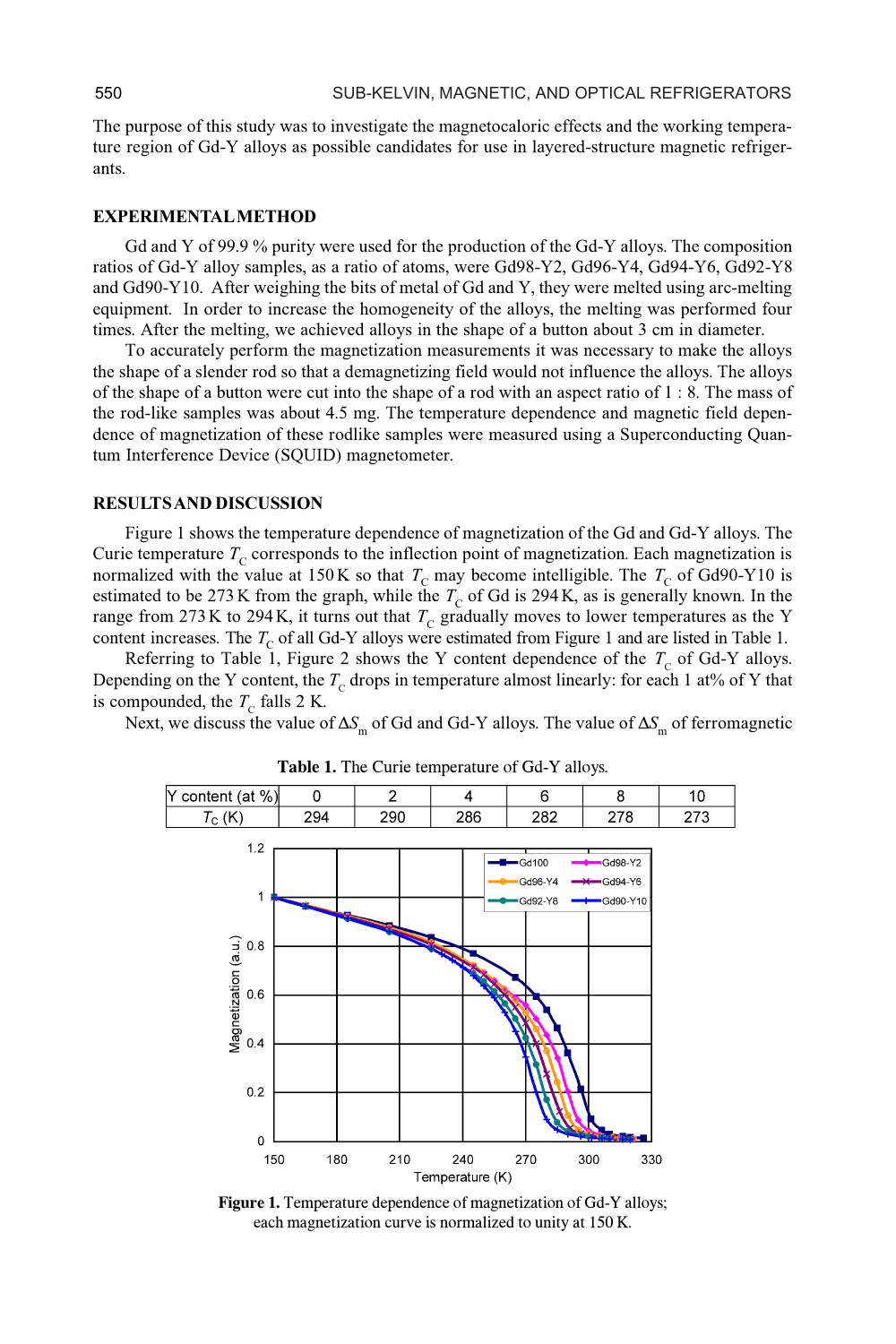The purpose of this study was to investigate the magnetocaloric effects and the working temperature region of Gd-Y alloys as possible candidates for use in layered-structure magnetic refrigerants.

## EXPERIMENTAL METHOD

Gd and Y of 99.9 % purity were used for the production of the Gd-Y alloys. The composition ratios of Gd-Y alloy samples, as a ratio of atoms, were Gd98-Y2, Gd96-Y4, Gd94-Y6, Gd92-Y8 and Gd90-Y10. After weighing the bits of metal of Gd and Y, they were melted using arc-melting equipment. In order to increase the homogeneity of the alloys, the melting was performed four times. After the melting, we achieved alloys in the shape of a button about 3 cm in diameter.

To accurately perform the magnetization measurements it was necessary to make the alloys the shape of a slender rod so that a demagnetizing field would not influence the alloys. The alloys of the shape of a button were cut into the shape of a rod with an aspect ratio of 1 : 8. The mass of the rod-like samples was about 4.5 mg. The temperature dependence and magnetic field dependence of magnetization of these rodlike samples were measured using a Superconducting Quantum Interference Device (SQUID) magnetometer.

## RESULTS AND DISCUSSION

Figure 1 shows the temperature dependence of magnetization of the Gd and Gd-Y alloys. The Curie temperature $T_C$ corresponds to the inflection point of magnetization. Each magnetization is normalized with the value at 150 K so that $T_C$ may become intelligible. The $T_C$ of Gd90-Y10 is estimated to be 273 K from the graph, while the $T_C$ of Gd is 294 K, as is generally known. In the range from 273 K to 294 K, it turns out that $T_C$ gradually moves to lower temperatures as the Y content increases. The $T_C$ of all Gd-Y alloys were estimated from Figure 1 and are listed in Table 1.

Referring to Table 1, Figure 2 shows the Y content dependence of the $T_C$ of Gd-Y alloys. Depending on the Y content, the $T_C$ drops in temperature almost linearly: for each 1 at% of Y that is compounded, the $T_C$ falls 2 K.

Next, we discuss the value of $\Delta S_m$ of Gd and Gd-Y alloys. The value of $\Delta S_m$ of ferromagnetic

**Table 1.** The Curie temperature of Gd-Y alloys.

| Y content (at %) | 0 | 2 | 4 | 6 | 8 | 10 |
|---|---|---|---|---|---|---|
| $T_C$ (K) | 294 | 290 | 286 | 282 | 278 | 273 |

**Figure 1.** Temperature dependence of magnetization of Gd-Y alloys; each magnetization curve is normalized to unity at 150 K.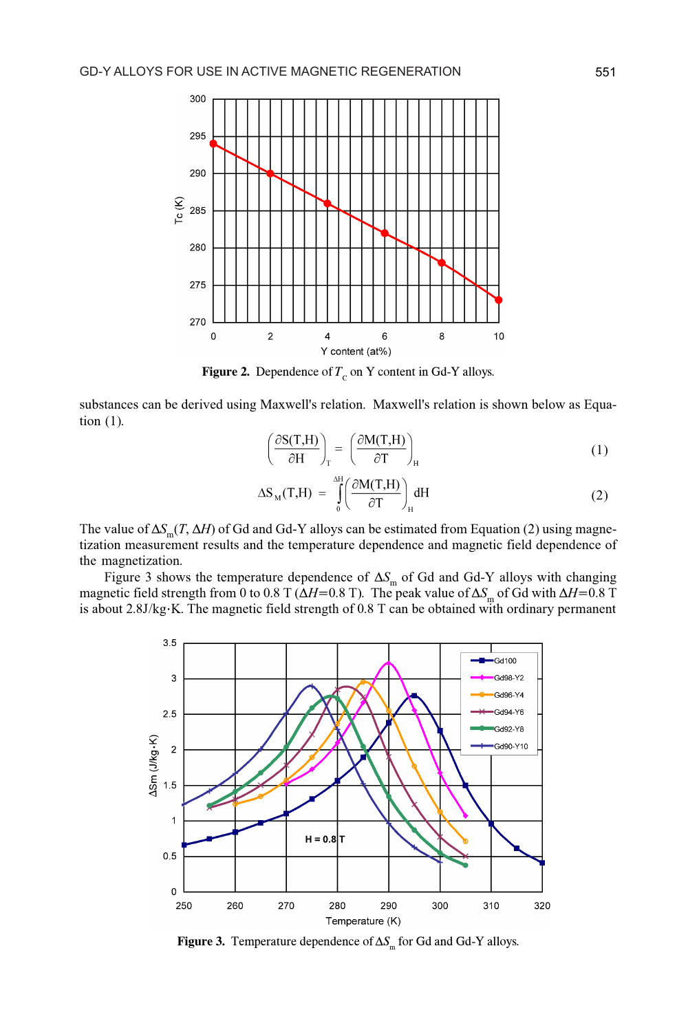Figure 2. Dependence of $T_c$ on Y content in Gd-Y alloys.

substances can be derived using Maxwell's relation. Maxwell's relation is shown below as Equation (1).

$$\left(\frac{\partial S(T,H)}{\partial H}\right)_T = \left(\frac{\partial M(T,H)}{\partial T}\right)_H \tag{1}$$

$$\Delta S_M(T,H) = \int_0^{\Delta H} \left(\frac{\partial M(T,H)}{\partial T}\right)_H dH \tag{2}$$

The value of $\Delta S_m(T, \Delta H)$ of Gd and Gd-Y alloys can be estimated from Equation (2) using magnetization measurement results and the temperature dependence and magnetic field dependence of the magnetization.

Figure 3 shows the temperature dependence of $\Delta S_m$ of Gd and Gd-Y alloys with changing magnetic field strength from 0 to 0.8 T ($\Delta H$=0.8 T). The peak value of $\Delta S_m$ of Gd with $\Delta H$=0.8 T is about 2.8J/kg·K. The magnetic field strength of 0.8 T can be obtained with ordinary permanent

Figure 3. Temperature dependence of $\Delta S_m$ for Gd and Gd-Y alloys.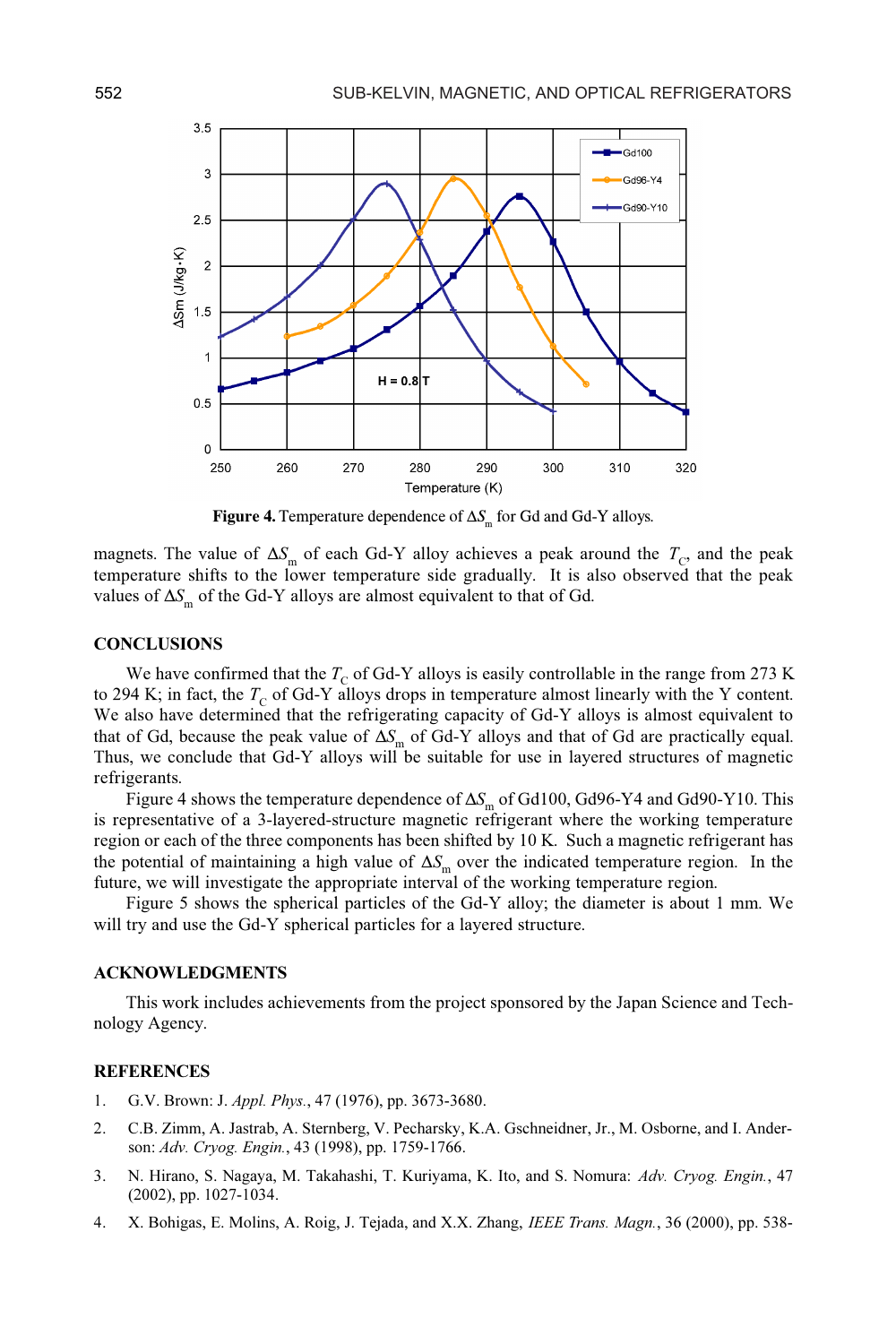**Figure 4.** Temperature dependence of $\Delta S_m$ for Gd and Gd-Y alloys.

magnets. The value of $\Delta S_m$ of each Gd-Y alloy achieves a peak around the $T_C$, and the peak temperature shifts to the lower temperature side gradually. It is also observed that the peak values of $\Delta S_m$ of the Gd-Y alloys are almost equivalent to that of Gd.

## CONCLUSIONS

We have confirmed that the $T_C$ of Gd-Y alloys is easily controllable in the range from 273 K to 294 K; in fact, the $T_C$ of Gd-Y alloys drops in temperature almost linearly with the Y content. We also have determined that the refrigerating capacity of Gd-Y alloys is almost equivalent to that of Gd, because the peak value of $\Delta S_m$ of Gd-Y alloys and that of Gd are practically equal. Thus, we conclude that Gd-Y alloys will be suitable for use in layered structures of magnetic refrigerants.

Figure 4 shows the temperature dependence of $\Delta S_m$ of Gd100, Gd96-Y4 and Gd90-Y10. This is representative of a 3-layered-structure magnetic refrigerant where the working temperature region or each of the three components has been shifted by 10 K. Such a magnetic refrigerant has the potential of maintaining a high value of $\Delta S_m$ over the indicated temperature region. In the future, we will investigate the appropriate interval of the working temperature region.

Figure 5 shows the spherical particles of the Gd-Y alloy; the diameter is about 1 mm. We will try and use the Gd-Y spherical particles for a layered structure.

## ACKNOWLEDGMENTS

This work includes achievements from the project sponsored by the Japan Science and Technology Agency.

## REFERENCES

1. G.V. Brown: J. *Appl. Phys.*, 47 (1976), pp. 3673-3680.
2. C.B. Zimm, A. Jastrab, A. Sternberg, V. Pecharsky, K.A. Gschneidner, Jr., M. Osborne, and I. Anderson: *Adv. Cryog. Engin.*, 43 (1998), pp. 1759-1766.
3. N. Hirano, S. Nagaya, M. Takahashi, T. Kuriyama, K. Ito, and S. Nomura: *Adv. Cryog. Engin.*, 47 (2002), pp. 1027-1034.
4. X. Bohigas, E. Molins, A. Roig, J. Tejada, and X.X. Zhang, *IEEE Trans. Magn.*, 36 (2000), pp. 538-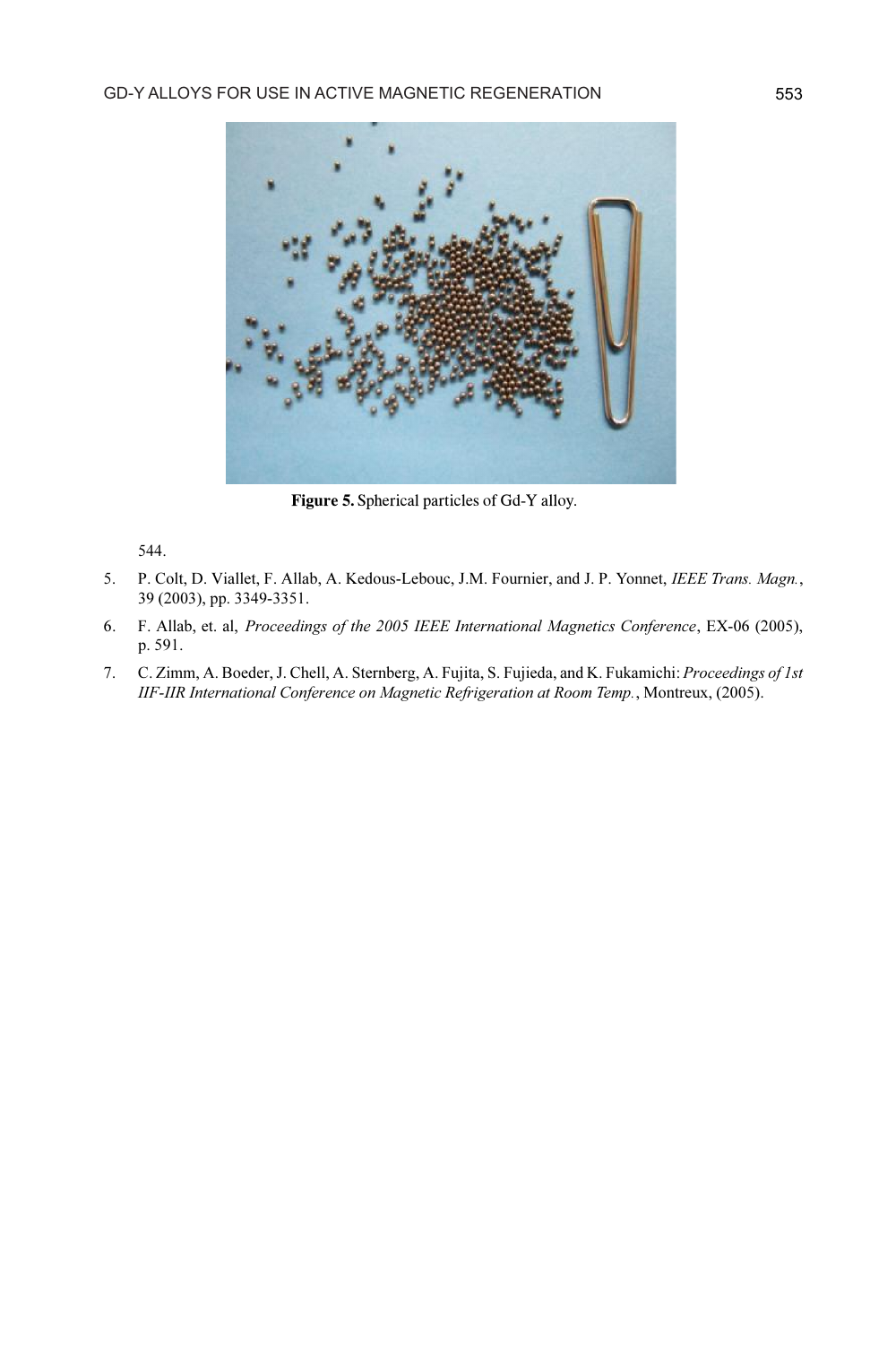**Figure 5.** Spherical particles of Gd-Y alloy.

544.

5. P. Colt, D. Viallet, F. Allab, A. Kedous-Lebouc, J.M. Fournier, and J. P. Yonnet, *IEEE Trans. Magn.*, 39 (2003), pp. 3349-3351.
6. F. Allab, et. al, *Proceedings of the 2005 IEEE International Magnetics Conference*, EX-06 (2005), p. 591.
7. C. Zimm, A. Boeder, J. Chell, A. Sternberg, A. Fujita, S. Fujieda, and K. Fukamichi: *Proceedings of 1st IIF-IIR International Conference on Magnetic Refrigeration at Room Temp.*, Montreux, (2005).